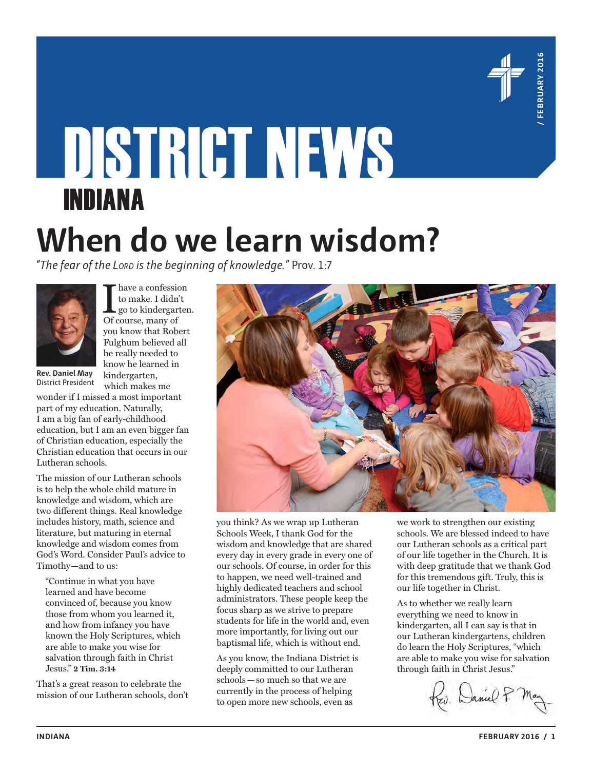# DISTRICT NEWS

## INDIANA

# When do we learn wisdom?

*"The fear of the Lord is the beginning of knowledge."* Prov. 1:7

**Rev. Daniel May**
District President

I have a confession to make. I didn't go to kindergarten. Of course, many of you know that Robert Fulghum believed all he really needed to know he learned in kindergarten, which makes me wonder if I missed a most important part of my education. Naturally, I am a big fan of early-childhood education, but I am an even bigger fan of Christian education, especially the Christian education that occurs in our Lutheran schools.

The mission of our Lutheran schools is to help the whole child mature in knowledge and wisdom, which are two different things. Real knowledge includes history, math, science and literature, but maturing in eternal knowledge and wisdom comes from God's Word. Consider Paul's advice to Timothy—and to us:

> "Continue in what you have learned and have become convinced of, because you know those from whom you learned it, and how from infancy you have known the Holy Scriptures, which are able to make you wise for salvation through faith in Christ Jesus." **2 Tim. 3:14**

That's a great reason to celebrate the mission of our Lutheran schools, don't you think? As we wrap up Lutheran Schools Week, I thank God for the wisdom and knowledge that are shared every day in every grade in every one of our schools. Of course, in order for this to happen, we need well-trained and highly dedicated teachers and school administrators. These people keep the focus sharp as we strive to prepare students for life in the world and, even more importantly, for living out our baptismal life, which is without end.

As you know, the Indiana District is deeply committed to our Lutheran schools — so much so that we are currently in the process of helping to open more new schools, even as we work to strengthen our existing schools. We are blessed indeed to have our Lutheran schools as a critical part of our life together in the Church. It is with deep gratitude that we thank God for this tremendous gift. Truly, this is our life together in Christ.

As to whether we really learn everything we need to know in kindergarten, all I can say is that in our Lutheran kindergartens, children do learn the Holy Scriptures, "which are able to make you wise for salvation through faith in Christ Jesus."

Rev. Daniel P. May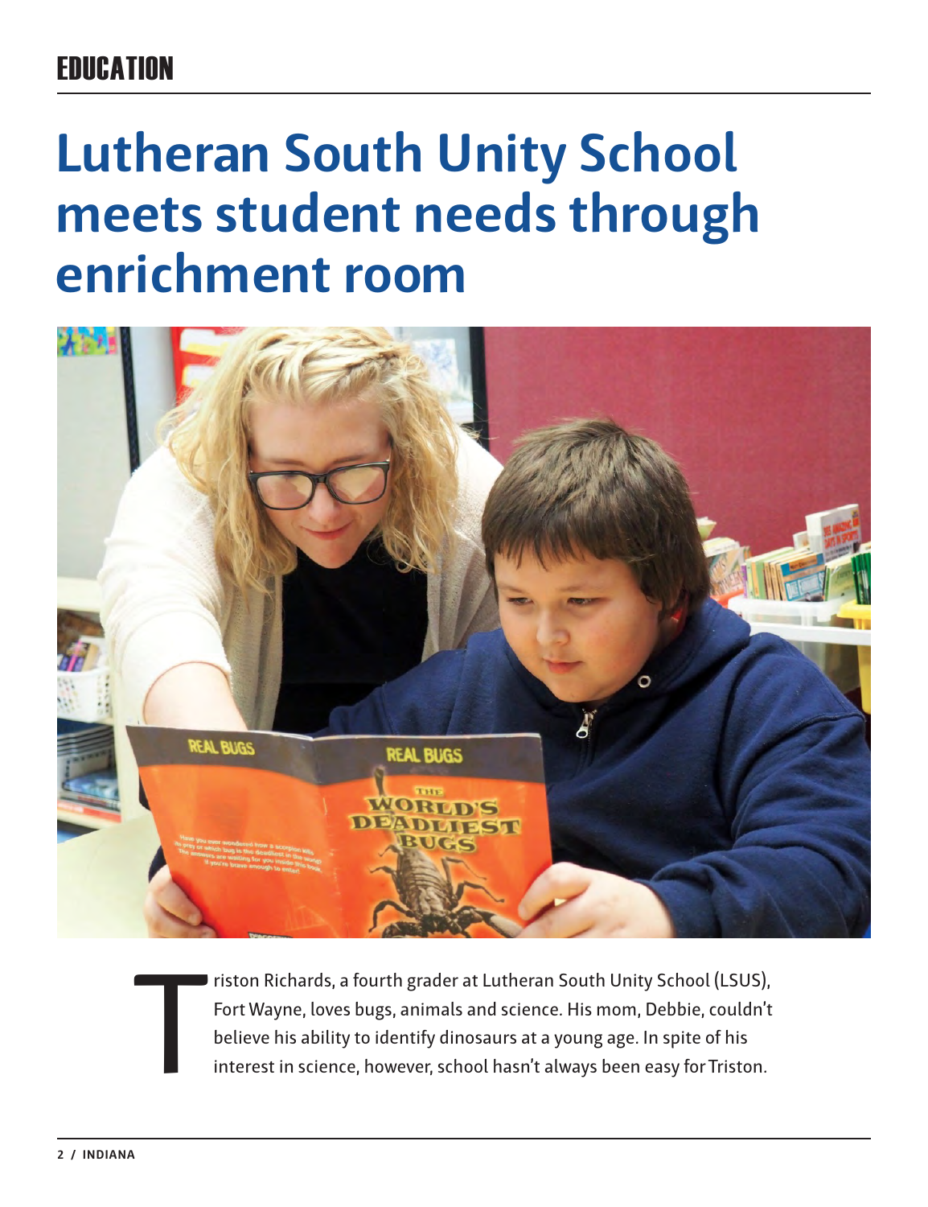EDUCATION

# Lutheran South Unity School meets student needs through enrichment room

Triston Richards, a fourth grader at Lutheran South Unity School (LSUS), Fort Wayne, loves bugs, animals and science. His mom, Debbie, couldn't believe his ability to identify dinosaurs at a young age. In spite of his interest in science, however, school hasn't always been easy for Triston.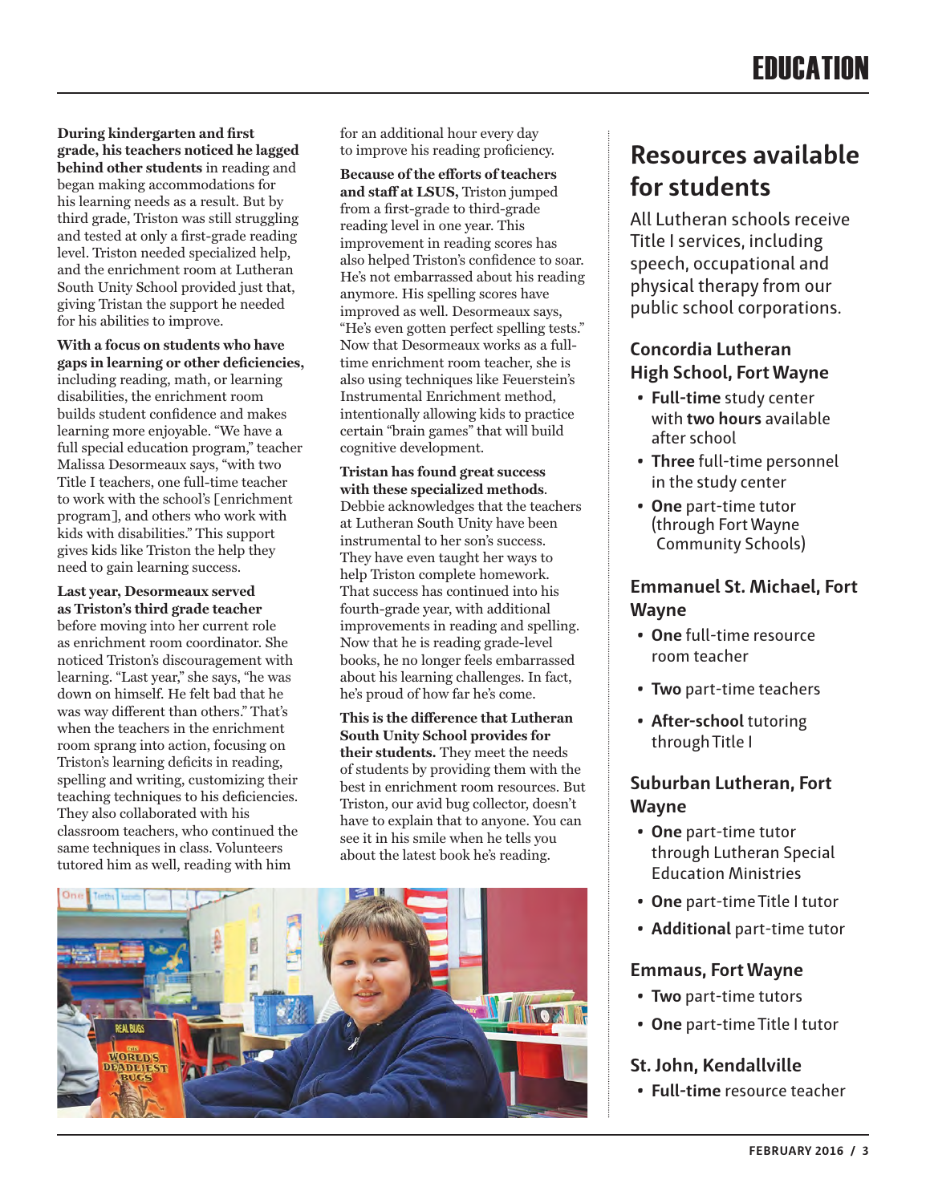**During kindergarten and first grade, his teachers noticed he lagged behind other students** in reading and began making accommodations for his learning needs as a result. But by third grade, Triston was still struggling and tested at only a first-grade reading level. Triston needed specialized help, and the enrichment room at Lutheran South Unity School provided just that, giving Tristan the support he needed for his abilities to improve.

**With a focus on students who have gaps in learning or other deficiencies,** including reading, math, or learning disabilities, the enrichment room builds student confidence and makes learning more enjoyable. "We have a full special education program," teacher Malissa Desormeaux says, "with two Title I teachers, one full-time teacher to work with the school's [enrichment program], and others who work with kids with disabilities." This support gives kids like Triston the help they need to gain learning success.

**Last year, Desormeaux served as Triston's third grade teacher** before moving into her current role as enrichment room coordinator. She noticed Triston's discouragement with learning. "Last year," she says, "he was down on himself. He felt bad that he was way different than others." That's when the teachers in the enrichment room sprang into action, focusing on Triston's learning deficits in reading, spelling and writing, customizing their teaching techniques to his deficiencies. They also collaborated with his classroom teachers, who continued the same techniques in class. Volunteers tutored him as well, reading with him for an additional hour every day to improve his reading proficiency.

**Because of the efforts of teachers and staff at LSUS,** Triston jumped from a first-grade to third-grade reading level in one year. This improvement in reading scores has also helped Triston's confidence to soar. He's not embarrassed about his reading anymore. His spelling scores have improved as well. Desormeaux says, "He's even gotten perfect spelling tests." Now that Desormeaux works as a full-time enrichment room teacher, she is also using techniques like Feuerstein's Instrumental Enrichment method, intentionally allowing kids to practice certain "brain games" that will build cognitive development.

**Tristan has found great success with these specialized methods**. Debbie acknowledges that the teachers at Lutheran South Unity have been instrumental to her son's success. They have even taught her ways to help Triston complete homework. That success has continued into his fourth-grade year, with additional improvements in reading and spelling. Now that he is reading grade-level books, he no longer feels embarrassed about his learning challenges. In fact, he's proud of how far he's come.

**This is the difference that Lutheran South Unity School provides for their students.** They meet the needs of students by providing them with the best in enrichment room resources. But Triston, our avid bug collector, doesn't have to explain that to anyone. You can see it in his smile when he tells you about the latest book he's reading.

## Resources available for students

All Lutheran schools receive Title I services, including speech, occupational and physical therapy from our public school corporations.

### Concordia Lutheran High School, Fort Wayne

- **Full-time** study center with **two hours** available after school
- **Three** full-time personnel in the study center
- **One** part-time tutor (through Fort Wayne Community Schools)

### Emmanuel St. Michael, Fort Wayne

- **One** full-time resource room teacher
- **Two** part-time teachers
- **After-school** tutoring through Title I

### Suburban Lutheran, Fort Wayne

- **One** part-time tutor through Lutheran Special Education Ministries
- **One** part-time Title I tutor
- **Additional** part-time tutor

### Emmaus, Fort Wayne

- **Two** part-time tutors
- **One** part-time Title I tutor

### St. John, Kendallville

- **Full-time** resource teacher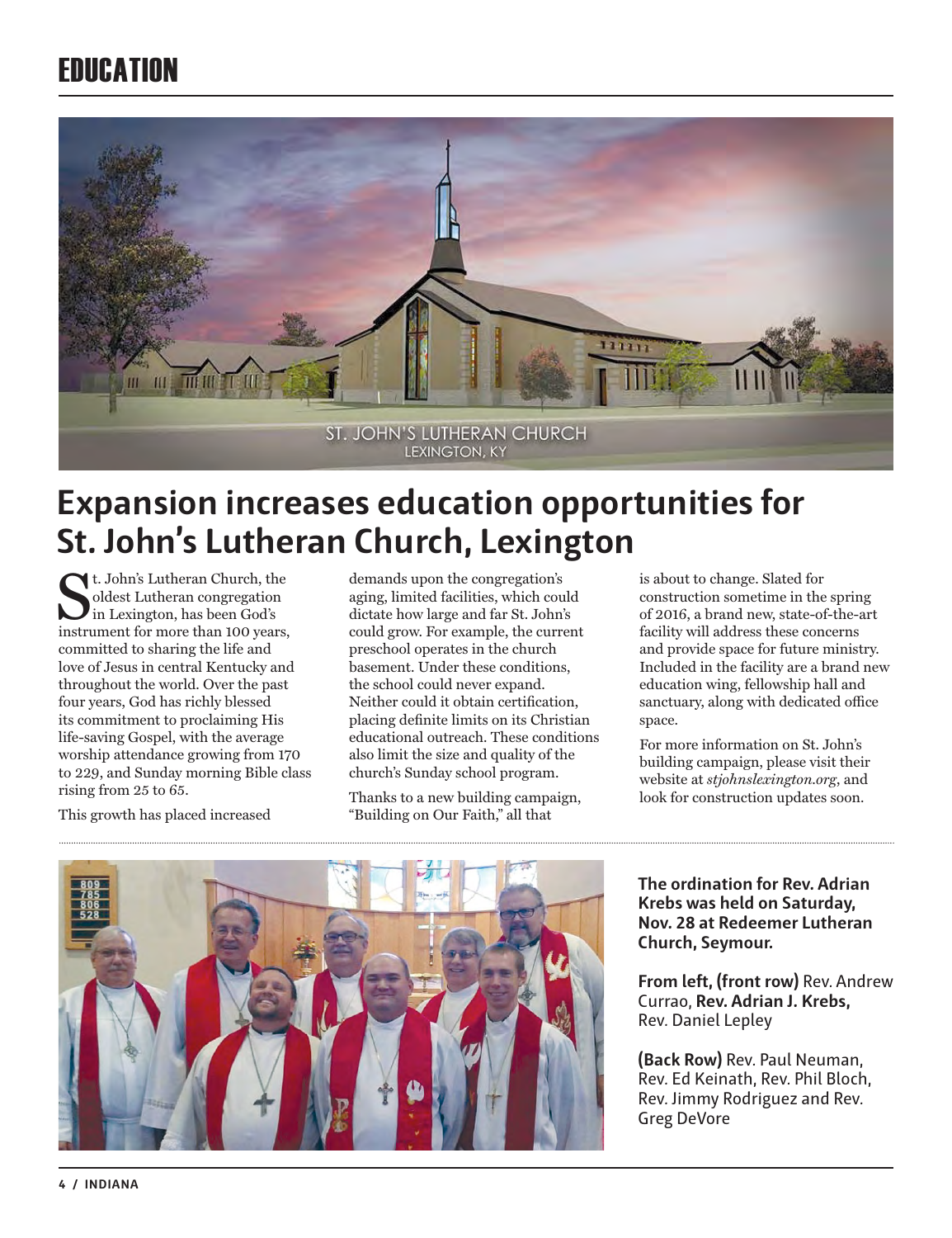# EDUCATION

ST. JOHN'S LUTHERAN CHURCH
LEXINGTON, KY

## Expansion increases education opportunities for St. John's Lutheran Church, Lexington

St. John's Lutheran Church, the oldest Lutheran congregation in Lexington, has been God's instrument for more than 100 years, committed to sharing the life and love of Jesus in central Kentucky and throughout the world. Over the past four years, God has richly blessed its commitment to proclaiming His life-saving Gospel, with the average worship attendance growing from 170 to 229, and Sunday morning Bible class rising from 25 to 65.

This growth has placed increased demands upon the congregation's aging, limited facilities, which could dictate how large and far St. John's could grow. For example, the current preschool operates in the church basement. Under these conditions, the school could never expand. Neither could it obtain certification, placing definite limits on its Christian educational outreach. These conditions also limit the size and quality of the church's Sunday school program.

Thanks to a new building campaign, "Building on Our Faith," all that is about to change. Slated for construction sometime in the spring of 2016, a brand new, state-of-the-art facility will address these concerns and provide space for future ministry. Included in the facility are a brand new education wing, fellowship hall and sanctuary, along with dedicated office space.

For more information on St. John's building campaign, please visit their website at *stjohnslexington.org*, and look for construction updates soon.

---

**The ordination for Rev. Adrian Krebs was held on Saturday, Nov. 28 at Redeemer Lutheran Church, Seymour.**

**From left, (front row)** Rev. Andrew Currao, **Rev. Adrian J. Krebs,** Rev. Daniel Lepley

**(Back Row)** Rev. Paul Neuman, Rev. Ed Keinath, Rev. Phil Bloch, Rev. Jimmy Rodriguez and Rev. Greg DeVore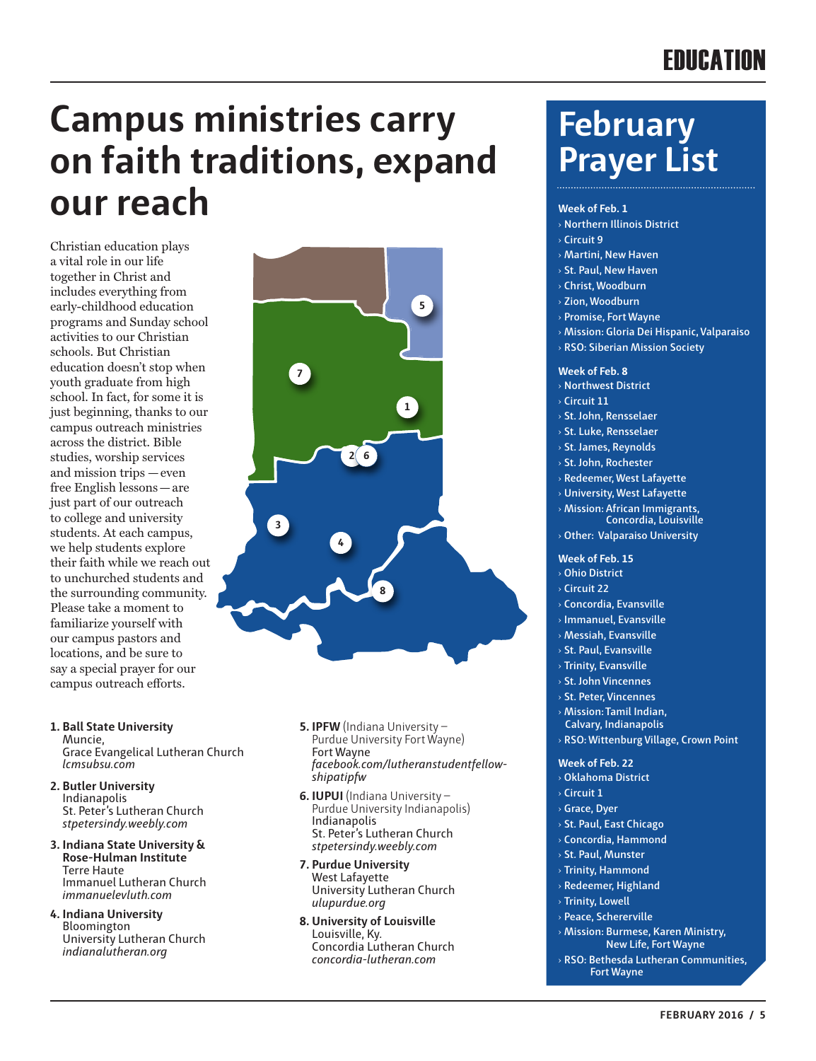# Campus ministries carry on faith traditions, expand our reach

Christian education plays a vital role in our life together in Christ and includes everything from early-childhood education programs and Sunday school activities to our Christian schools. But Christian education doesn't stop when youth graduate from high school. In fact, for some it is just beginning, thanks to our campus outreach ministries across the district. Bible studies, worship services and mission trips — even free English lessons — are just part of our outreach to college and university students. At each campus, we help students explore their faith while we reach out to unchurched students and the surrounding community. Please take a moment to familiarize yourself with our campus pastors and locations, and be sure to say a special prayer for our campus outreach efforts.

1. **Ball State University**
   Muncie,
   Grace Evangelical Lutheran Church
   *lcmsubsu.com*

2. **Butler University**
   Indianapolis
   St. Peter's Lutheran Church
   *stpetersindy.weebly.com*

3. **Indiana State University & Rose-Hulman Institute**
   Terre Haute
   Immanuel Lutheran Church
   *immanuelevluth.com*

4. **Indiana University**
   Bloomington
   University Lutheran Church
   *indianalutheran.org*

5. **IPFW** (Indiana University – Purdue University Fort Wayne)
   Fort Wayne
   *facebook.com/lutheranstudentfellowshipatipfw*

6. **IUPUI** (Indiana University – Purdue University Indianapolis)
   Indianapolis
   St. Peter's Lutheran Church
   *stpetersindy.weebly.com*

7. **Purdue University**
   West Lafayette
   University Lutheran Church
   *ulupurdue.org*

8. **University of Louisville**
   Louisville, Ky.
   Concordia Lutheran Church
   *concordia-lutheran.com*

## February Prayer List

**Week of Feb. 1**
- Northern Illinois District
- Circuit 9
- Martini, New Haven
- St. Paul, New Haven
- Christ, Woodburn
- Zion, Woodburn
- Promise, Fort Wayne
- Mission: Gloria Dei Hispanic, Valparaiso
- RSO: Siberian Mission Society

**Week of Feb. 8**
- Northwest District
- Circuit 11
- St. John, Rensselaer
- St. Luke, Rensselaer
- St. James, Reynolds
- St. John, Rochester
- Redeemer, West Lafayette
- University, West Lafayette
- Mission: African Immigrants, Concordia, Louisville
- Other: Valparaiso University

**Week of Feb. 15**
- Ohio District
- Circuit 22
- Concordia, Evansville
- Immanuel, Evansville
- Messiah, Evansville
- St. Paul, Evansville
- Trinity, Evansville
- St. John Vincennes
- St. Peter, Vincennes
- Mission: Tamil Indian, Calvary, Indianapolis
- RSO: Wittenburg Village, Crown Point

**Week of Feb. 22**
- Oklahoma District
- Circuit 1
- Grace, Dyer
- St. Paul, East Chicago
- Concordia, Hammond
- St. Paul, Munster
- Trinity, Hammond
- Redeemer, Highland
- Trinity, Lowell
- Peace, Schererville
- Mission: Burmese, Karen Ministry, New Life, Fort Wayne
- RSO: Bethesda Lutheran Communities, Fort Wayne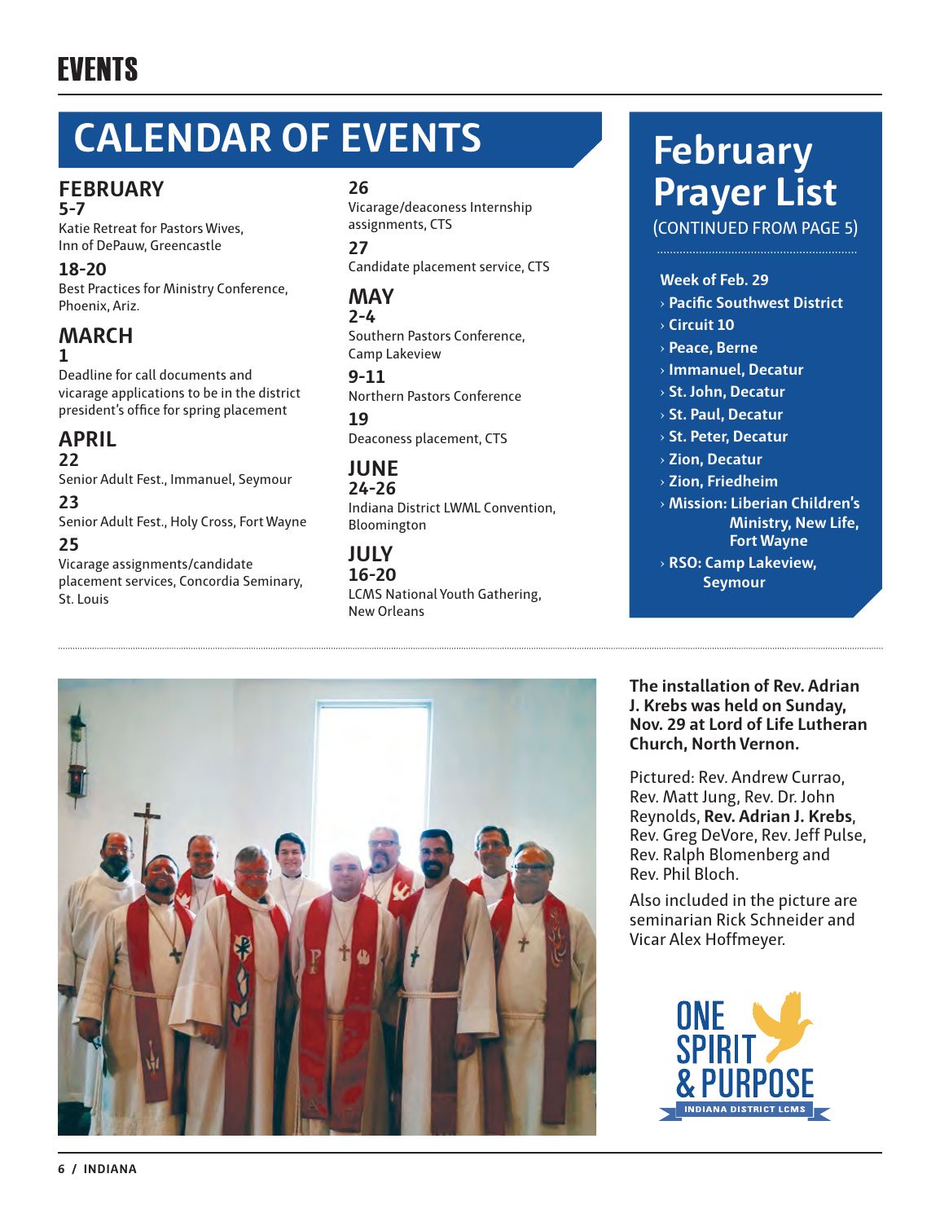# EVENTS

## CALENDAR OF EVENTS

### FEBRUARY

**5-7**
Katie Retreat for Pastors Wives, Inn of DePauw, Greencastle

**18-20**
Best Practices for Ministry Conference, Phoenix, Ariz.

### MARCH

**1**
Deadline for call documents and vicarage applications to be in the district president's office for spring placement

### APRIL

**22**
Senior Adult Fest., Immanuel, Seymour

**23**
Senior Adult Fest., Holy Cross, Fort Wayne

**25**
Vicarage assignments/candidate placement services, Concordia Seminary, St. Louis

**26**
Vicarage/deaconess Internship assignments, CTS

**27**
Candidate placement service, CTS

### MAY

**2-4**
Southern Pastors Conference, Camp Lakeview

**9-11**
Northern Pastors Conference

**19**
Deaconess placement, CTS

### JUNE

**24-26**
Indiana District LWML Convention, Bloomington

### JULY

**16-20**
LCMS National Youth Gathering, New Orleans

## February Prayer List

(CONTINUED FROM PAGE 5)

**Week of Feb. 29**

- **Pacific Southwest District**
- **Circuit 10**
- **Peace, Berne**
- **Immanuel, Decatur**
- **St. John, Decatur**
- **St. Paul, Decatur**
- **St. Peter, Decatur**
- **Zion, Decatur**
- **Zion, Friedheim**
- **Mission: Liberian Children's Ministry, New Life, Fort Wayne**
- **RSO: Camp Lakeview, Seymour**

**The installation of Rev. Adrian J. Krebs was held on Sunday, Nov. 29 at Lord of Life Lutheran Church, North Vernon.**

Pictured: Rev. Andrew Currao, Rev. Matt Jung, Rev. Dr. John Reynolds, **Rev. Adrian J. Krebs**, Rev. Greg DeVore, Rev. Jeff Pulse, Rev. Ralph Blomenberg and Rev. Phil Bloch.

Also included in the picture are seminarian Rick Schneider and Vicar Alex Hoffmeyer.

ONE SPIRIT & PURPOSE
INDIANA DISTRICT LCMS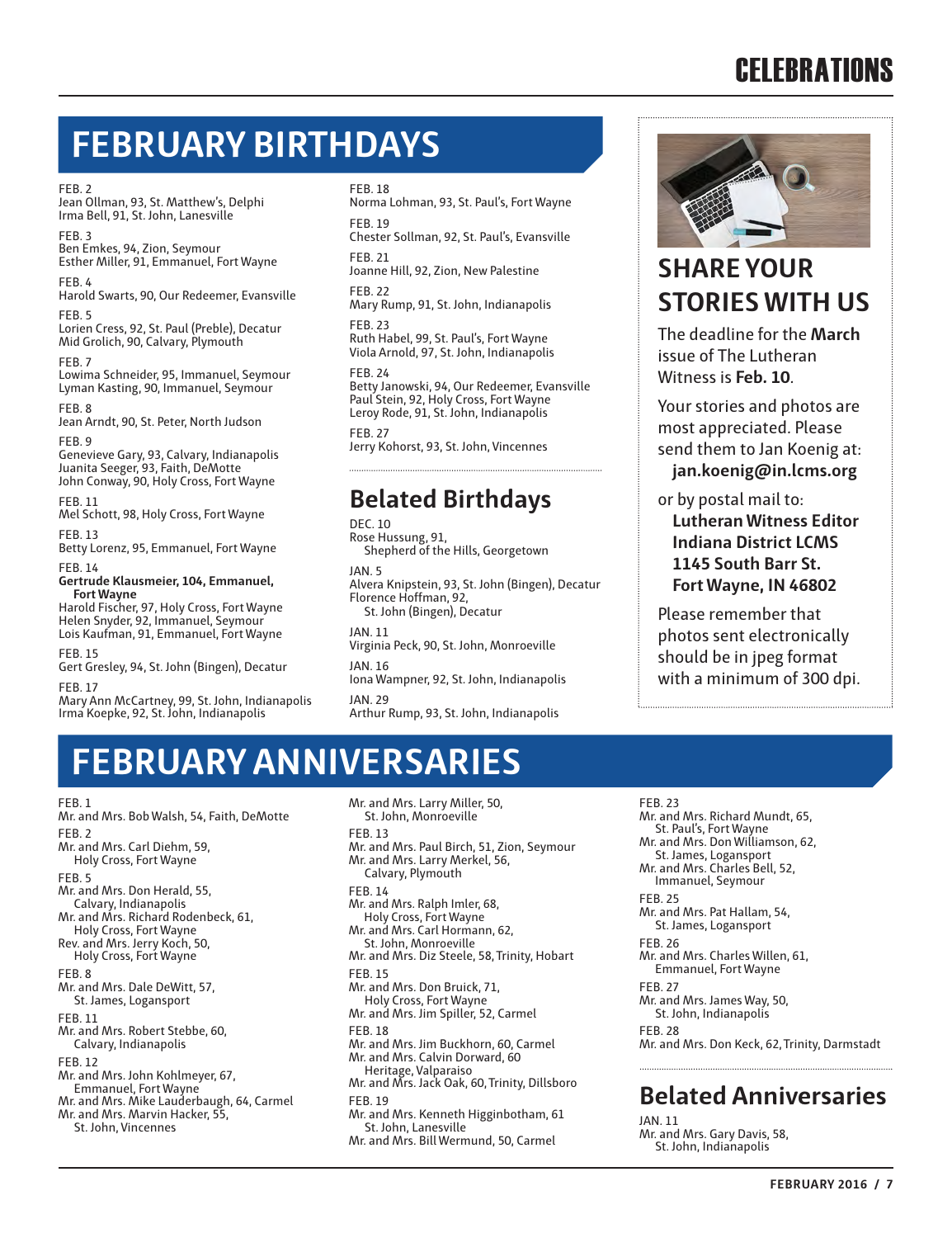# CELEBRATIONS

## FEBRUARY BIRTHDAYS

FEB. 2
Jean Ollman, 93, St. Matthew's, Delphi
Irma Bell, 91, St. John, Lanesville

FEB. 3
Ben Emkes, 94, Zion, Seymour
Esther Miller, 91, Emmanuel, Fort Wayne

FEB. 4
Harold Swarts, 90, Our Redeemer, Evansville

FEB. 5
Lorien Cress, 92, St. Paul (Preble), Decatur
Mid Grolich, 90, Calvary, Plymouth

FEB. 7
Lowima Schneider, 95, Immanuel, Seymour
Lyman Kasting, 90, Immanuel, Seymour

FEB. 8
Jean Arndt, 90, St. Peter, North Judson

FEB. 9
Genevieve Gary, 93, Calvary, Indianapolis
Juanita Seeger, 93, Faith, DeMotte
John Conway, 90, Holy Cross, Fort Wayne

FEB. 11
Mel Schott, 98, Holy Cross, Fort Wayne

FEB. 13
Betty Lorenz, 95, Emmanuel, Fort Wayne

FEB. 14
**Gertrude Klausmeier, 104, Emmanuel, Fort Wayne**
Harold Fischer, 97, Holy Cross, Fort Wayne
Helen Snyder, 92, Immanuel, Seymour
Lois Kaufman, 91, Emmanuel, Fort Wayne

FEB. 15
Gert Gresley, 94, St. John (Bingen), Decatur

FEB. 17
Mary Ann McCartney, 99, St. John, Indianapolis
Irma Koepke, 92, St. John, Indianapolis

FEB. 18
Norma Lohman, 93, St. Paul's, Fort Wayne

FEB. 19
Chester Sollman, 92, St. Paul's, Evansville

FEB. 21
Joanne Hill, 92, Zion, New Palestine

FEB. 22
Mary Rump, 91, St. John, Indianapolis

FEB. 23
Ruth Habel, 99, St. Paul's, Fort Wayne
Viola Arnold, 97, St. John, Indianapolis

FEB. 24
Betty Janowski, 94, Our Redeemer, Evansville
Paul Stein, 92, Holy Cross, Fort Wayne
Leroy Rode, 91, St. John, Indianapolis

FEB. 27
Jerry Kohorst, 93, St. John, Vincennes

## Belated Birthdays

DEC. 10
Rose Hussung, 91, Shepherd of the Hills, Georgetown

JAN. 5
Alvera Knipstein, 93, St. John (Bingen), Decatur
Florence Hoffman, 92, St. John (Bingen), Decatur

JAN. 11
Virginia Peck, 90, St. John, Monroeville

JAN. 16
Iona Wampner, 92, St. John, Indianapolis

JAN. 29
Arthur Rump, 93, St. John, Indianapolis

## SHARE YOUR STORIES WITH US

The deadline for the **March** issue of The Lutheran Witness is **Feb. 10**.

Your stories and photos are most appreciated. Please send them to Jan Koenig at:
**jan.koenig@in.lcms.org**

or by postal mail to:
**Lutheran Witness Editor**
**Indiana District LCMS**
**1145 South Barr St.**
**Fort Wayne, IN 46802**

Please remember that photos sent electronically should be in jpeg format with a minimum of 300 dpi.

## FEBRUARY ANNIVERSARIES

FEB. 1
Mr. and Mrs. Bob Walsh, 54, Faith, DeMotte

FEB. 2
Mr. and Mrs. Carl Diehm, 59, Holy Cross, Fort Wayne

FEB. 5
Mr. and Mrs. Don Herald, 55, Calvary, Indianapolis
Mr. and Mrs. Richard Rodenbeck, 61, Holy Cross, Fort Wayne
Rev. and Mrs. Jerry Koch, 50, Holy Cross, Fort Wayne

FEB. 8
Mr. and Mrs. Dale DeWitt, 57, St. James, Logansport

FEB. 11
Mr. and Mrs. Robert Stebbe, 60, Calvary, Indianapolis

FEB. 12
Mr. and Mrs. John Kohlmeyer, 67, Emmanuel, Fort Wayne
Mr. and Mrs. Mike Lauderbaugh, 64, Carmel
Mr. and Mrs. Marvin Hacker, 55, St. John, Vincennes
Mr. and Mrs. Larry Miller, 50, St. John, Monroeville

FEB. 13
Mr. and Mrs. Paul Birch, 51, Zion, Seymour
Mr. and Mrs. Larry Merkel, 56, Calvary, Plymouth

FEB. 14
Mr. and Mrs. Ralph Imler, 68, Holy Cross, Fort Wayne
Mr. and Mrs. Carl Hormann, 62, St. John, Monroeville
Mr. and Mrs. Diz Steele, 58, Trinity, Hobart

FEB. 15
Mr. and Mrs. Don Bruick, 71, Holy Cross, Fort Wayne
Mr. and Mrs. Jim Spiller, 52, Carmel

FEB. 18
Mr. and Mrs. Jim Buckhorn, 60, Carmel
Mr. and Mrs. Calvin Dorward, 60 Heritage, Valparaiso
Mr. and Mrs. Jack Oak, 60, Trinity, Dillsboro

FEB. 19
Mr. and Mrs. Kenneth Higginbotham, 61 St. John, Lanesville
Mr. and Mrs. Bill Wermund, 50, Carmel

FEB. 23
Mr. and Mrs. Richard Mundt, 65, St. Paul's, Fort Wayne
Mr. and Mrs. Don Williamson, 62, St. James, Logansport
Mr. and Mrs. Charles Bell, 52, Immanuel, Seymour

FEB. 25
Mr. and Mrs. Pat Hallam, 54, St. James, Logansport

FEB. 26
Mr. and Mrs. Charles Willen, 61, Emmanuel, Fort Wayne

FEB. 27
Mr. and Mrs. James Way, 50, St. John, Indianapolis

FEB. 28
Mr. and Mrs. Don Keck, 62, Trinity, Darmstadt

## Belated Anniversaries

JAN. 11
Mr. and Mrs. Gary Davis, 58, St. John, Indianapolis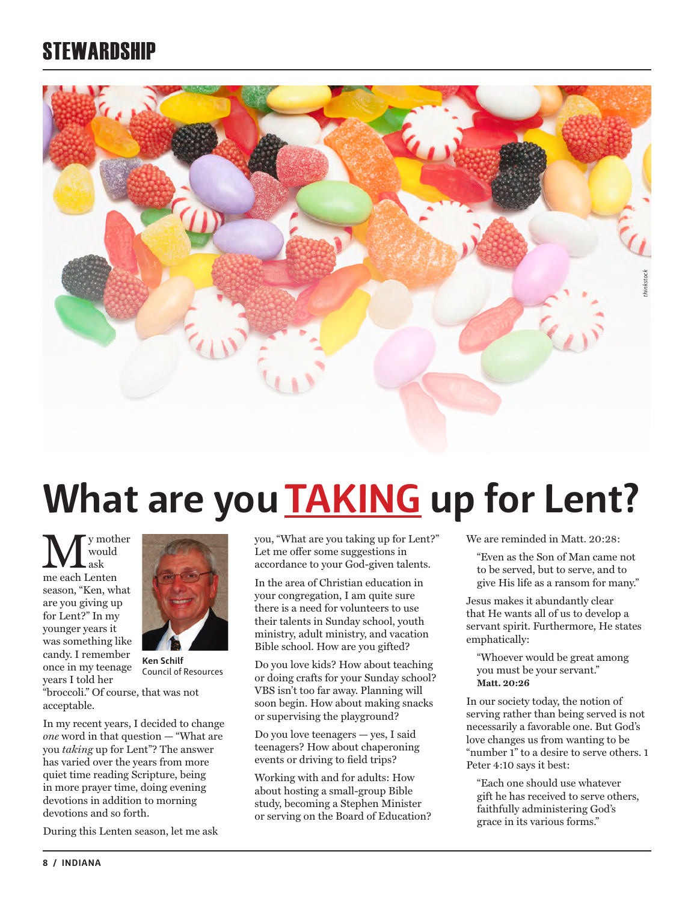STEWARDSHIP

# What are you TAKING up for Lent?

My mother would ask me each Lenten season, "Ken, what are you giving up for Lent?" In my younger years it was something like candy. I remember once in my teenage years I told her "broccoli." Of course, that was not acceptable.

**Ken Schilf**
Council of Resources

In my recent years, I decided to change *one* word in that question — "What are you *taking* up for Lent"? The answer has varied over the years from more quiet time reading Scripture, being in more prayer time, doing evening devotions in addition to morning devotions and so forth.

During this Lenten season, let me ask you, "What are you taking up for Lent?" Let me offer some suggestions in accordance to your God-given talents.

In the area of Christian education in your congregation, I am quite sure there is a need for volunteers to use their talents in Sunday school, youth ministry, adult ministry, and vacation Bible school. How are you gifted?

Do you love kids? How about teaching or doing crafts for your Sunday school? VBS isn't too far away. Planning will soon begin. How about making snacks or supervising the playground?

Do you love teenagers — yes, I said teenagers? How about chaperoning events or driving to field trips?

Working with and for adults: How about hosting a small-group Bible study, becoming a Stephen Minister or serving on the Board of Education?

We are reminded in Matt. 20:28:

> "Even as the Son of Man came not to be served, but to serve, and to give His life as a ransom for many."

Jesus makes it abundantly clear that He wants all of us to develop a servant spirit. Furthermore, He states emphatically:

> "Whoever would be great among you must be your servant."
> **Matt. 20:26**

In our society today, the notion of serving rather than being served is not necessarily a favorable one. But God's love changes us from wanting to be "number 1" to a desire to serve others. 1 Peter 4:10 says it best:

> "Each one should use whatever gift he has received to serve others, faithfully administering God's grace in its various forms."